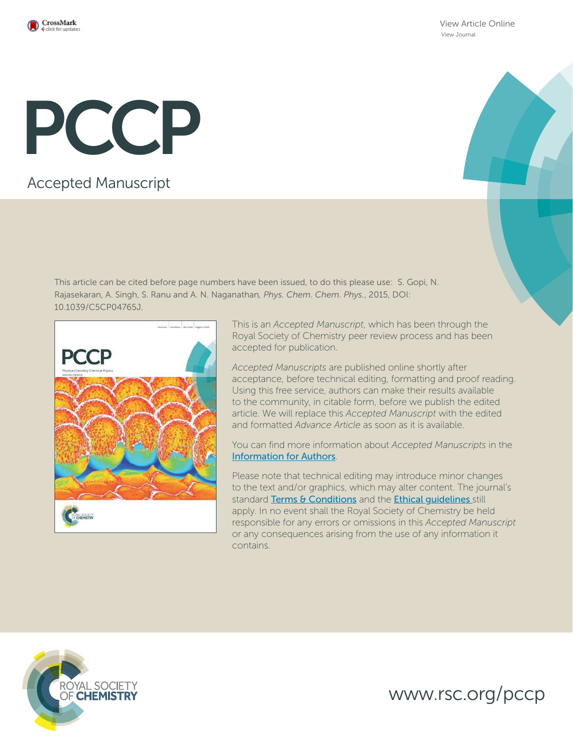View Article Online

View Journal

# PCCP

Accepted Manuscript

This article can be cited before page numbers have been issued, to do this please use: S. Gopi, N. Rajasekaran, A. Singh, S. Ranu and A. N. Naganathan, *Phys. Chem. Chem. Phys.*, 2015, DOI: 10.1039/C5CP04765J.

This is an *Accepted Manuscript*, which has been through the Royal Society of Chemistry peer review process and has been accepted for publication.

*Accepted Manuscripts* are published online shortly after acceptance, before technical editing, formatting and proof reading. Using this free service, authors can make their results available to the community, in citable form, before we publish the edited article. We will replace this *Accepted Manuscript* with the edited and formatted *Advance Article* as soon as it is available.

You can find more information about *Accepted Manuscripts* in the Information for Authors.

Please note that technical editing may introduce minor changes to the text and/or graphics, which may alter content. The journal's standard Terms & Conditions and the Ethical guidelines still apply. In no event shall the Royal Society of Chemistry be held responsible for any errors or omissions in this *Accepted Manuscript* or any consequences arising from the use of any information it contains.

ROYAL SOCIETY OF CHEMISTRY

www.rsc.org/pccp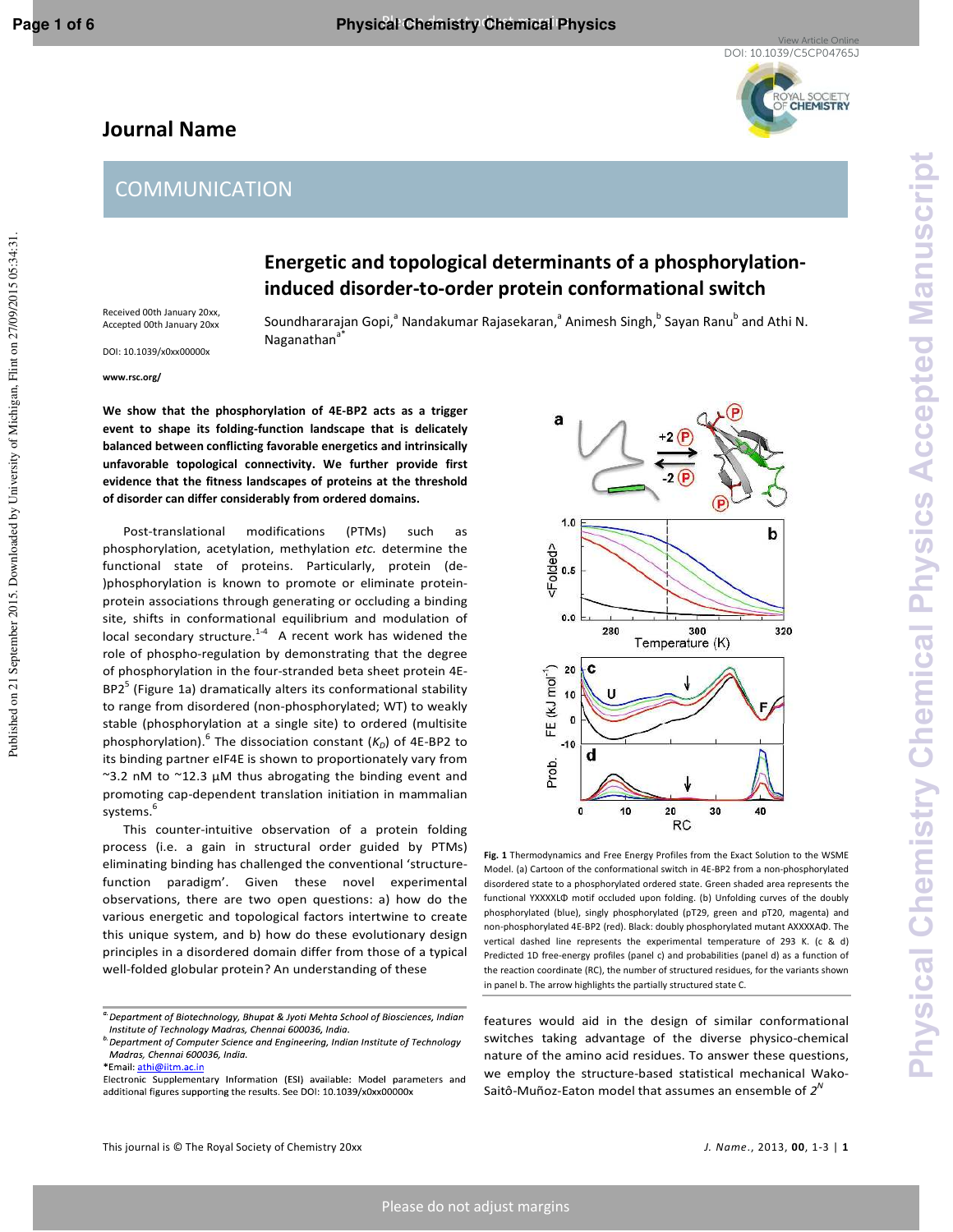# COMMUNICATION

# Energetic and topological determinants of a phosphorylation-induced disorder-to-order protein conformational switch

Received 00th January 20xx,
Accepted 00th January 20xx

DOI: 10.1039/x0xx00000x

www.rsc.org/

Soundhararajan Gopi,[a] Nandakumar Rajasekaran,[a] Animesh Singh,[b] Sayan Ranu[b] and Athi N. Naganathan[a*]

**We show that the phosphorylation of 4E-BP2 acts as a trigger event to shape its folding-function landscape that is delicately balanced between conflicting favorable energetics and intrinsically unfavorable topological connectivity. We further provide first evidence that the fitness landscapes of proteins at the threshold of disorder can differ considerably from ordered domains.**

Post-translational modifications (PTMs) such as phosphorylation, acetylation, methylation *etc.* determine the functional state of proteins. Particularly, protein (de-)phosphorylation is known to promote or eliminate protein-protein associations through generating or occluding a binding site, shifts in conformational equilibrium and modulation of local secondary structure.[1-4] A recent work has widened the role of phospho-regulation by demonstrating that the degree of phosphorylation in the four-stranded beta sheet protein 4E-BP2[5] (Figure 1a) dramatically alters its conformational stability to range from disordered (non-phosphorylated; WT) to weakly stable (phosphorylation at a single site) to ordered (multisite phosphorylation).[6] The dissociation constant ($K_D$) of 4E-BP2 to its binding partner eIF4E is shown to proportionately vary from ~3.2 nM to ~12.3 μM thus abrogating the binding event and promoting cap-dependent translation initiation in mammalian systems.[6]

This counter-intuitive observation of a protein folding process (i.e. a gain in structural order guided by PTMs) eliminating binding has challenged the conventional 'structure-function paradigm'. Given these novel experimental observations, there are two open questions: a) how do the various energetic and topological factors intertwine to create this unique system, and b) how do these evolutionary design principles in a disordered domain differ from those of a typical well-folded globular protein? An understanding of these

**Fig. 1** Thermodynamics and Free Energy Profiles from the Exact Solution to the WSME Model. (a) Cartoon of the conformational switch in 4E-BP2 from a non-phosphorylated disordered state to a phosphorylated ordered state. Green shaded area represents the functional YXXXXLΦ motif occluded upon folding. (b) Unfolding curves of the doubly phosphorylated (blue), singly phosphorylated (pT29, green and pT20, magenta) and non-phosphorylated 4E-BP2 (red). Black: doubly phosphorylated mutant AXXXXAΦ. The vertical dashed line represents the experimental temperature of 293 K. (c & d) Predicted 1D free-energy profiles (panel c) and probabilities (panel d) as a function of the reaction coordinate (RC), the number of structured residues, for the variants shown in panel b. The arrow highlights the partially structured state C.

features would aid in the design of similar conformational switches taking advantage of the diverse physico-chemical nature of the amino acid residues. To answer these questions, we employ the structure-based statistical mechanical Wako-Saitô-Muñoz-Eaton model that assumes an ensemble of $2^N$

---

[a] Department of Biotechnology, Bhupat & Jyoti Mehta School of Biosciences, Indian Institute of Technology Madras, Chennai 600036, India.
[b] Department of Computer Science and Engineering, Indian Institute of Technology Madras, Chennai 600036, India.
*Email: athi@iitm.ac.in
Electronic Supplementary Information (ESI) available: Model parameters and additional figures supporting the results. See DOI: 10.1039/x0xx00000x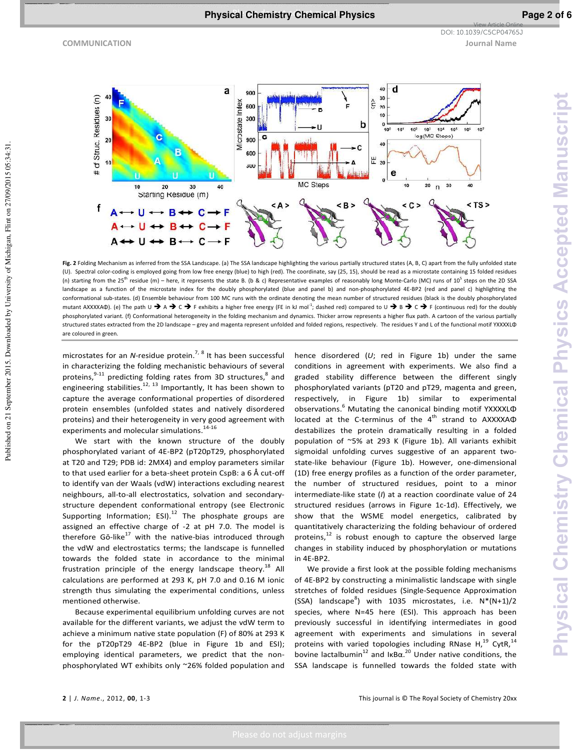**Fig. 2** Folding Mechanism as inferred from the SSA Landscape. (a) The SSA landscape highlighting the various partially structured states (A, B, C) apart from the fully unfolded state (U). Spectral color-coding is employed going from low free energy (blue) to high (red). The coordinate, say (25, 15), should be read as a microstate containing 15 folded residues (n) starting from the 25th residue (m) – here, it represents the state B. (b & c) Representative examples of reasonably long Monte-Carlo (MC) runs of $10^5$ steps on the 2D SSA landscape as a function of the microstate index for the doubly phosphorylated (blue and panel b) and non-phosphorylated 4E-BP2 (red and panel c) highlighting the conformational sub-states. (d) Ensemble behaviour from 100 MC runs with the ordinate denoting the mean number of structured residues (black is the doubly phosphorylated mutant AXXXXAΦ). (e) The path U → A → C → F exhibits a higher free energy (FE in kJ mol$^{-1}$; dashed red) compared to U → B → C → F (continuous red) for the doubly phosphorylated variant. (f) Conformational heterogeneity in the folding mechanism and dynamics. Thicker arrow represents a higher flux path. A cartoon of the various partially structured states extracted from the 2D landscape – grey and magenta represent unfolded and folded regions, respectively. The residues Y and L of the functional motif YXXXXLΦ are coloured in green.

microstates for an *N*-residue protein.[7, 8] It has been successful in characterizing the folding mechanistic behaviours of several proteins,[9-11] predicting folding rates from 3D structures,[8] and engineering stabilities.[12, 13] Importantly, It has been shown to capture the average conformational properties of disordered protein ensembles (unfolded states and natively disordered proteins) and their heterogeneity in very good agreement with experiments and molecular simulations.[14-16]

We start with the known structure of the doubly phosphorylated variant of 4E-BP2 (pT20pT29, phosphorylated at T20 and T29; PDB id: 2MX4) and employ parameters similar to that used earlier for a beta-sheet protein CspB: a 6 Å cut-off to identify van der Waals (vdW) interactions excluding nearest neighbours, all-to-all electrostatics, solvation and secondary-structure dependent conformational entropy (see Electronic Supporting Information; ESI).[12] The phosphate groups are assigned an effective charge of -2 at pH 7.0. The model is therefore Gō-like[17] with the native-bias introduced through the vdW and electrostatics terms; the landscape is funnelled towards the folded state in accordance to the minimal frustration principle of the energy landscape theory.[18] All calculations are performed at 293 K, pH 7.0 and 0.16 M ionic strength thus simulating the experimental conditions, unless mentioned otherwise.

Because experimental equilibrium unfolding curves are not available for the different variants, we adjust the vdW term to achieve a minimum native state population (F) of 80% at 293 K for the pT20pT29 4E-BP2 (blue in Figure 1b and ESI); employing identical parameters, we predict that the non-phosphorylated WT exhibits only ~26% folded population and hence disordered (*U*; red in Figure 1b) under the same conditions in agreement with experiments. We also find a graded stability difference between the different singly phosphorylated variants (pT20 and pT29, magenta and green, respectively, in Figure 1b) similar to experimental observations.[6] Mutating the canonical binding motif YXXXXLΦ located at the C-terminus of the 4th strand to AXXXXAΦ destabilizes the protein dramatically resulting in a folded population of ~5% at 293 K (Figure 1b). All variants exhibit sigmoidal unfolding curves suggestive of an apparent two-state-like behaviour (Figure 1b). However, one-dimensional (1D) free energy profiles as a function of the order parameter, the number of structured residues, point to a minor intermediate-like state (*I*) at a reaction coordinate value of 24 structured residues (arrows in Figure 1c-1d). Effectively, we show that the WSME model energetics, calibrated by quantitatively characterizing the folding behaviour of ordered proteins,[12] is robust enough to capture the observed large changes in stability induced by phosphorylation or mutations in 4E-BP2.

We provide a first look at the possible folding mechanisms of 4E-BP2 by constructing a minimalistic landscape with single stretches of folded residues (Single-Sequence Approximation (SSA) landscape[8]) with 1035 microstates, i.e. N*(N+1)/2 species, where N=45 here (ESI). This approach has been previously successful in identifying intermediates in good agreement with experiments and simulations in several proteins with varied topologies including RNase H,[19] CytR,[14] bovine lactalbumin[12] and IκBα.[20] Under native conditions, the SSA landscape is funnelled towards the folded state with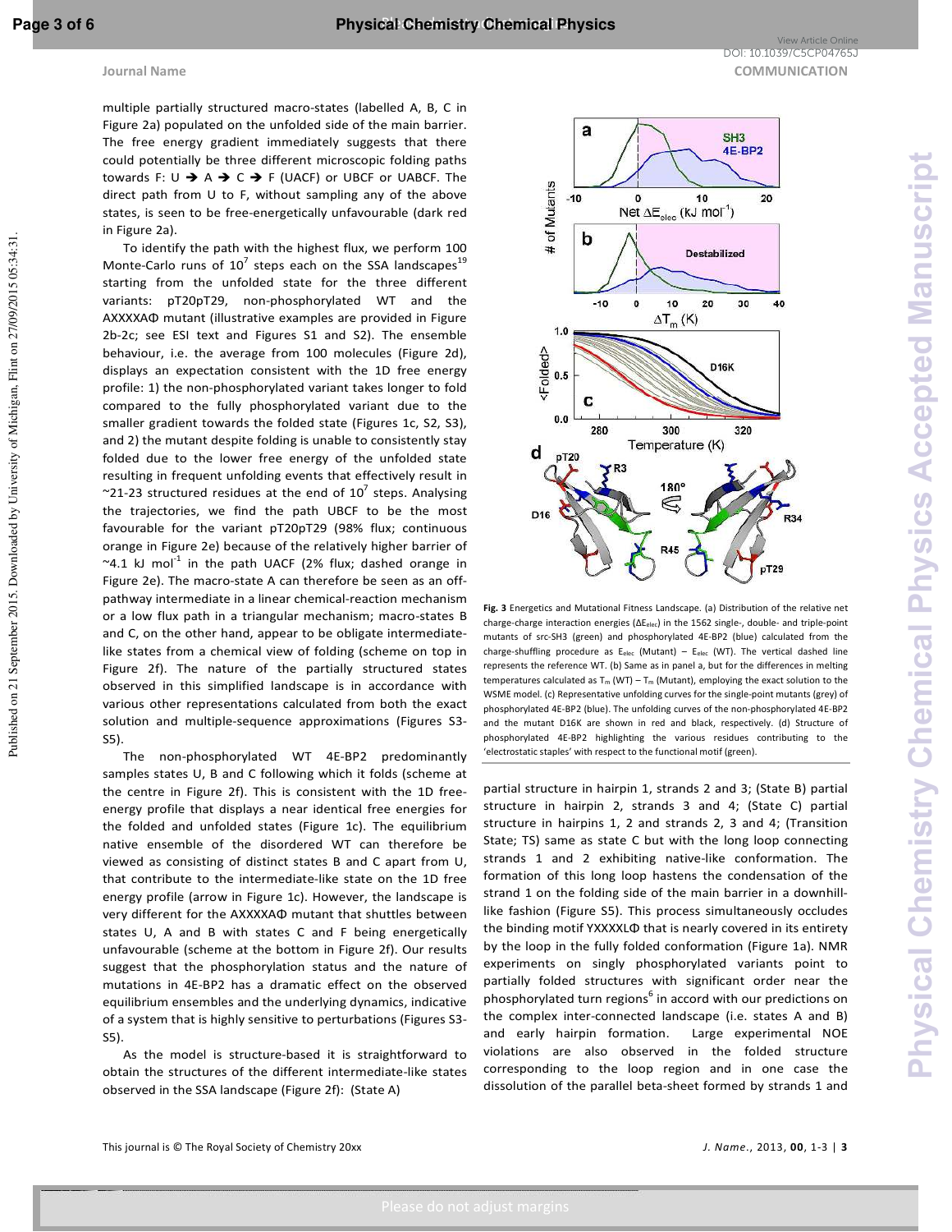multiple partially structured macro-states (labelled A, B, C in Figure 2a) populated on the unfolded side of the main barrier. The free energy gradient immediately suggests that there could potentially be three different microscopic folding paths towards F: U → A → C → F (UACF) or UBCF or UABCF. The direct path from U to F, without sampling any of the above states, is seen to be free-energetically unfavourable (dark red in Figure 2a).

To identify the path with the highest flux, we perform 100 Monte-Carlo runs of $10^7$ steps each on the SSA landscapes[19] starting from the unfolded state for the three different variants: pT20pT29, non-phosphorylated WT and the AXXXXAΦ mutant (illustrative examples are provided in Figure 2b-2c; see ESI text and Figures S1 and S2). The ensemble behaviour, i.e. the average from 100 molecules (Figure 2d), displays an expectation consistent with the 1D free energy profile: 1) the non-phosphorylated variant takes longer to fold compared to the fully phosphorylated variant due to the smaller gradient towards the folded state (Figures 1c, S2, S3), and 2) the mutant despite folding is unable to consistently stay folded due to the lower free energy of the unfolded state resulting in frequent unfolding events that effectively result in ~21-23 structured residues at the end of $10^7$ steps. Analysing the trajectories, we find the path UBCF to be the most favourable for the variant pT20pT29 (98% flux; continuous orange in Figure 2e) because of the relatively higher barrier of ~4.1 kJ mol$^{-1}$ in the path UACF (2% flux; dashed orange in Figure 2e). The macro-state A can therefore be seen as an off-pathway intermediate in a linear chemical-reaction mechanism or a low flux path in a triangular mechanism; macro-states B and C, on the other hand, appear to be obligate intermediate-like states from a chemical view of folding (scheme on top in Figure 2f). The nature of the partially structured states observed in this simplified landscape is in accordance with various other representations calculated from both the exact solution and multiple-sequence approximations (Figures S3-S5).

The non-phosphorylated WT 4E-BP2 predominantly samples states U, B and C following which it folds (scheme at the centre in Figure 2f). This is consistent with the 1D free-energy profile that displays a near identical free energies for the folded and unfolded states (Figure 1c). The equilibrium native ensemble of the disordered WT can therefore be viewed as consisting of distinct states B and C apart from U, that contribute to the intermediate-like state on the 1D free energy profile (arrow in Figure 1c). However, the landscape is very different for the AXXXXAΦ mutant that shuttles between states U, A and B with states C and F being energetically unfavourable (scheme at the bottom in Figure 2f). Our results suggest that the phosphorylation status and the nature of mutations in 4E-BP2 has a dramatic effect on the observed equilibrium ensembles and the underlying dynamics, indicative of a system that is highly sensitive to perturbations (Figures S3-S5).

As the model is structure-based it is straightforward to obtain the structures of the different intermediate-like states observed in the SSA landscape (Figure 2f): (State A) partial structure in hairpin 1, strands 2 and 3; (State B) partial structure in hairpin 2, strands 3 and 4; (State C) partial structure in hairpins 1, 2 and strands 2, 3 and 4; (Transition State; TS) same as state C but with the long loop connecting strands 1 and 2 exhibiting native-like conformation. The formation of this long loop hastens the condensation of the strand 1 on the folding side of the main barrier in a downhill-like fashion (Figure S5). This process simultaneously occludes the binding motif YXXXXLΦ that is nearly covered in its entirety by the loop in the fully folded conformation (Figure 1a). NMR experiments on singly phosphorylated variants point to partially folded structures with significant order near the phosphorylated turn regions[6] in accord with our predictions on the complex inter-connected landscape (i.e. states A and B) and early hairpin formation. Large experimental NOE violations are also observed in the folded structure corresponding to the loop region and in one case the dissolution of the parallel beta-sheet formed by strands 1 and

**Fig. 3** Energetics and Mutational Fitness Landscape. (a) Distribution of the relative net charge-charge interaction energies ($\Delta E_{elec}$) in the 1562 single-, double- and triple-point mutants of src-SH3 (green) and phosphorylated 4E-BP2 (blue) calculated from the charge-shuffling procedure as $E_{elec}$ (Mutant) – $E_{elec}$ (WT). The vertical dashed line represents the reference WT. (b) Same as in panel a, but for the differences in melting temperatures calculated as $T_m$ (WT) – $T_m$ (Mutant), employing the exact solution to the WSME model. (c) Representative unfolding curves for the single-point mutants (grey) of phosphorylated 4E-BP2 (blue). The unfolding curves of the non-phosphorylated 4E-BP2 and the mutant D16K are shown in red and black, respectively. (d) Structure of phosphorylated 4E-BP2 highlighting the various residues contributing to the 'electrostatic staples' with respect to the functional motif (green).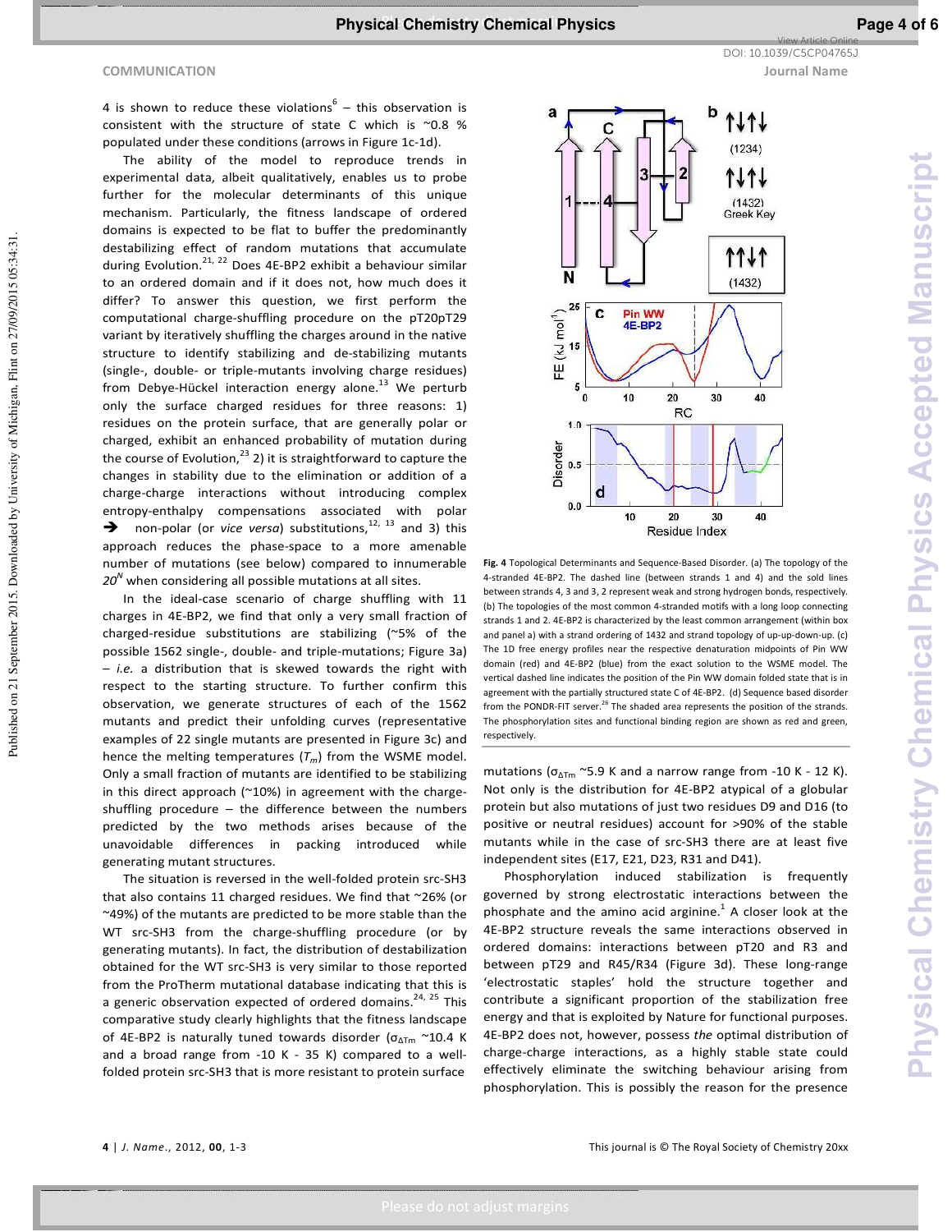4 is shown to reduce these violations[6] – this observation is consistent with the structure of state C which is ~0.8 % populated under these conditions (arrows in Figure 1c-1d).

The ability of the model to reproduce trends in experimental data, albeit qualitatively, enables us to probe further for the molecular determinants of this unique mechanism. Particularly, the fitness landscape of ordered domains is expected to be flat to buffer the predominantly destabilizing effect of random mutations that accumulate during Evolution.[21, 22] Does 4E-BP2 exhibit a behaviour similar to an ordered domain and if it does not, how much does it differ? To answer this question, we first perform the computational charge-shuffling procedure on the pT20pT29 variant by iteratively shuffling the charges around in the native structure to identify stabilizing and de-stabilizing mutants (single-, double- or triple-mutants involving charge residues) from Debye-Hückel interaction energy alone.[13] We perturb only the surface charged residues for three reasons: 1) residues on the protein surface, that are generally polar or charged, exhibit an enhanced probability of mutation during the course of Evolution,[23] 2) it is straightforward to capture the changes in stability due to the elimination or addition of a charge-charge interactions without introducing complex entropy-enthalpy compensations associated with polar ➔ non-polar (or *vice versa*) substitutions,[12, 13] and 3) this approach reduces the phase-space to a more amenable number of mutations (see below) compared to innumerable $20^N$ when considering all possible mutations at all sites.

In the ideal-case scenario of charge shuffling with 11 charges in 4E-BP2, we find that only a very small fraction of charged-residue substitutions are stabilizing (~5% of the possible 1562 single-, double- and triple-mutations; Figure 3a) – *i.e.* a distribution that is skewed towards the right with respect to the starting structure. To further confirm this observation, we generate structures of each of the 1562 mutants and predict their unfolding curves (representative examples of 22 single mutants are presented in Figure 3c) and hence the melting temperatures ($T_m$) from the WSME model. Only a small fraction of mutants are identified to be stabilizing in this direct approach (~10%) in agreement with the charge-shuffling procedure – the difference between the numbers predicted by the two methods arises because of the unavoidable differences in packing introduced while generating mutant structures.

The situation is reversed in the well-folded protein src-SH3 that also contains 11 charged residues. We find that ~26% (or ~49%) of the mutants are predicted to be more stable than the WT src-SH3 from the charge-shuffling procedure (or by generating mutants). In fact, the distribution of destabilization obtained for the WT src-SH3 is very similar to those reported from the ProTherm mutational database indicating that this is a generic observation expected of ordered domains.[24, 25] This comparative study clearly highlights that the fitness landscape of 4E-BP2 is naturally tuned towards disorder ($\sigma_{\Delta Tm}$ ~10.4 K and a broad range from -10 K - 35 K) compared to a well-folded protein src-SH3 that is more resistant to protein surface mutations ($\sigma_{\Delta Tm}$ ~5.9 K and a narrow range from -10 K - 12 K). Not only is the distribution for 4E-BP2 atypical of a globular protein but also mutations of just two residues D9 and D16 (to positive or neutral residues) account for >90% of the stable mutants while in the case of src-SH3 there are at least five independent sites (E17, E21, D23, R31 and D41).

**Fig. 4** Topological Determinants and Sequence-Based Disorder. (a) The topology of the 4-stranded 4E-BP2. The dashed line (between strands 1 and 4) and the solid lines between strands 4, 3 and 3, 2 represent weak and strong hydrogen bonds, respectively. (b) The topologies of the most common 4-stranded motifs with a long loop connecting strands 1 and 2. 4E-BP2 is characterized by the least common arrangement (within box and panel a) with a strand ordering of 1432 and strand topology of up-up-down-up. (c) The 1D free energy profiles near the respective denaturation midpoints of Pin WW domain (red) and 4E-BP2 (blue) from the exact solution to the WSME model. The vertical dashed line indicates the position of the Pin WW domain folded state that is in agreement with the partially structured state C of 4E-BP2. (d) Sequence based disorder from the PONDR-FIT server.[26] The shaded area represents the position of the strands. The phosphorylation sites and functional binding region are shown as red and green, respectively.

Phosphorylation induced stabilization is frequently governed by strong electrostatic interactions between the phosphate and the amino acid arginine.[1] A closer look at the 4E-BP2 structure reveals the same interactions observed in ordered domains: interactions between pT20 and R3 and between pT29 and R45/R34 (Figure 3d). These long-range 'electrostatic staples' hold the structure together and contribute a significant proportion of the stabilization free energy and that is exploited by Nature for functional purposes. 4E-BP2 does not, however, possess *the* optimal distribution of charge-charge interactions, as a highly stable state could effectively eliminate the switching behaviour arising from phosphorylation. This is possibly the reason for the presence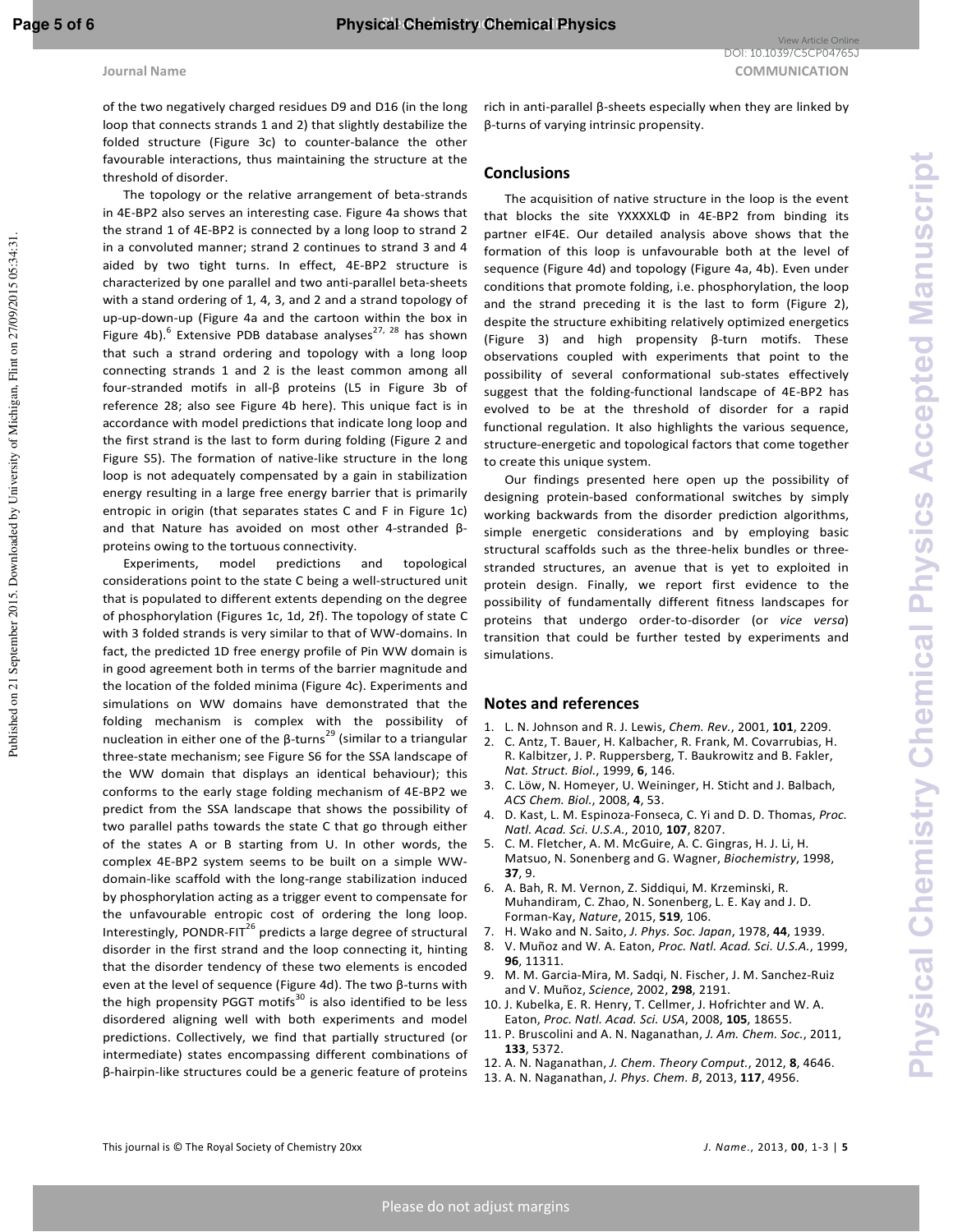of the two negatively charged residues D9 and D16 (in the long loop that connects strands 1 and 2) that slightly destabilize the folded structure (Figure 3c) to counter-balance the other favourable interactions, thus maintaining the structure at the threshold of disorder.

The topology or the relative arrangement of beta-strands in 4E-BP2 also serves an interesting case. Figure 4a shows that the strand 1 of 4E-BP2 is connected by a long loop to strand 2 in a convoluted manner; strand 2 continues to strand 3 and 4 aided by two tight turns. In effect, 4E-BP2 structure is characterized by one parallel and two anti-parallel beta-sheets with a stand ordering of 1, 4, 3, and 2 and a strand topology of up-up-down-up (Figure 4a and the cartoon within the box in Figure 4b).[6] Extensive PDB database analyses[27, 28] has shown that such a strand ordering and topology with a long loop connecting strands 1 and 2 is the least common among all four-stranded motifs in all-β proteins (L5 in Figure 3b of reference 28; also see Figure 4b here). This unique fact is in accordance with model predictions that indicate long loop and the first strand is the last to form during folding (Figure 2 and Figure S5). The formation of native-like structure in the long loop is not adequately compensated by a gain in stabilization energy resulting in a large free energy barrier that is primarily entropic in origin (that separates states C and F in Figure 1c) and that Nature has avoided on most other 4-stranded β-proteins owing to the tortuous connectivity.

Experiments, model predictions and topological considerations point to the state C being a well-structured unit that is populated to different extents depending on the degree of phosphorylation (Figures 1c, 1d, 2f). The topology of state C with 3 folded strands is very similar to that of WW-domains. In fact, the predicted 1D free energy profile of Pin WW domain is in good agreement both in terms of the barrier magnitude and the location of the folded minima (Figure 4c). Experiments and simulations on WW domains have demonstrated that the folding mechanism is complex with the possibility of nucleation in either one of the β-turns[29] (similar to a triangular three-state mechanism; see Figure S6 for the SSA landscape of the WW domain that displays an identical behaviour); this conforms to the early stage folding mechanism of 4E-BP2 we predict from the SSA landscape that shows the possibility of two parallel paths towards the state C that go through either of the states A or B starting from U. In other words, the complex 4E-BP2 system seems to be built on a simple WW-domain-like scaffold with the long-range stabilization induced by phosphorylation acting as a trigger event to compensate for the unfavourable entropic cost of ordering the long loop. Interestingly, PONDR-FIT[26] predicts a large degree of structural disorder in the first strand and the loop connecting it, hinting that the disorder tendency of these two elements is encoded even at the level of sequence (Figure 4d). The two β-turns with the high propensity PGGT motifs[30] is also identified to be less disordered aligning well with both experiments and model predictions. Collectively, we find that partially structured (or intermediate) states encompassing different combinations of β-hairpin-like structures could be a generic feature of proteins rich in anti-parallel β-sheets especially when they are linked by β-turns of varying intrinsic propensity.

## Conclusions

The acquisition of native structure in the loop is the event that blocks the site YXXXXLΦ in 4E-BP2 from binding its partner eIF4E. Our detailed analysis above shows that the formation of this loop is unfavourable both at the level of sequence (Figure 4d) and topology (Figure 4a, 4b). Even under conditions that promote folding, i.e. phosphorylation, the loop and the strand preceding it is the last to form (Figure 2), despite the structure exhibiting relatively optimized energetics (Figure 3) and high propensity β-turn motifs. These observations coupled with experiments that point to the possibility of several conformational sub-states effectively suggest that the folding-functional landscape of 4E-BP2 has evolved to be at the threshold of disorder for a rapid functional regulation. It also highlights the various sequence, structure-energetic and topological factors that come together to create this unique system.

Our findings presented here open up the possibility of designing protein-based conformational switches by simply working backwards from the disorder prediction algorithms, simple energetic considerations and by employing basic structural scaffolds such as the three-helix bundles or three-stranded structures, an avenue that is yet to exploited in protein design. Finally, we report first evidence to the possibility of fundamentally different fitness landscapes for proteins that undergo order-to-disorder (or *vice versa*) transition that could be further tested by experiments and simulations.

## Notes and references

1. L. N. Johnson and R. J. Lewis, *Chem. Rev.*, 2001, **101**, 2209.
2. C. Antz, T. Bauer, H. Kalbacher, R. Frank, M. Covarrubias, H. R. Kalbitzer, J. P. Ruppersberg, T. Baukrowitz and B. Fakler, *Nat. Struct. Biol.*, 1999, **6**, 146.
3. C. Löw, N. Homeyer, U. Weininger, H. Sticht and J. Balbach, *ACS Chem. Biol.*, 2008, **4**, 53.
4. D. Kast, L. M. Espinoza-Fonseca, C. Yi and D. D. Thomas, *Proc. Natl. Acad. Sci. U.S.A.*, 2010, **107**, 8207.
5. C. M. Fletcher, A. M. McGuire, A. C. Gingras, H. J. Li, H. Matsuo, N. Sonenberg and G. Wagner, *Biochemistry*, 1998, **37**, 9.
6. A. Bah, R. M. Vernon, Z. Siddiqui, M. Krzeminski, R. Muhandiram, C. Zhao, N. Sonenberg, L. E. Kay and J. D. Forman-Kay, *Nature*, 2015, **519**, 106.
7. H. Wako and N. Saito, *J. Phys. Soc. Japan*, 1978, **44**, 1939.
8. V. Muñoz and W. A. Eaton, *Proc. Natl. Acad. Sci. U.S.A.*, 1999, **96**, 11311.
9. M. M. Garcia-Mira, M. Sadqi, N. Fischer, J. M. Sanchez-Ruiz and V. Muñoz, *Science*, 2002, **298**, 2191.
10. J. Kubelka, E. R. Henry, T. Cellmer, J. Hofrichter and W. A. Eaton, *Proc. Natl. Acad. Sci. USA*, 2008, **105**, 18655.
11. P. Bruscolini and A. N. Naganathan, *J. Am. Chem. Soc.*, 2011, **133**, 5372.
12. A. N. Naganathan, *J. Chem. Theory Comput.*, 2012, **8**, 4646.
13. A. N. Naganathan, *J. Phys. Chem. B*, 2013, **117**, 4956.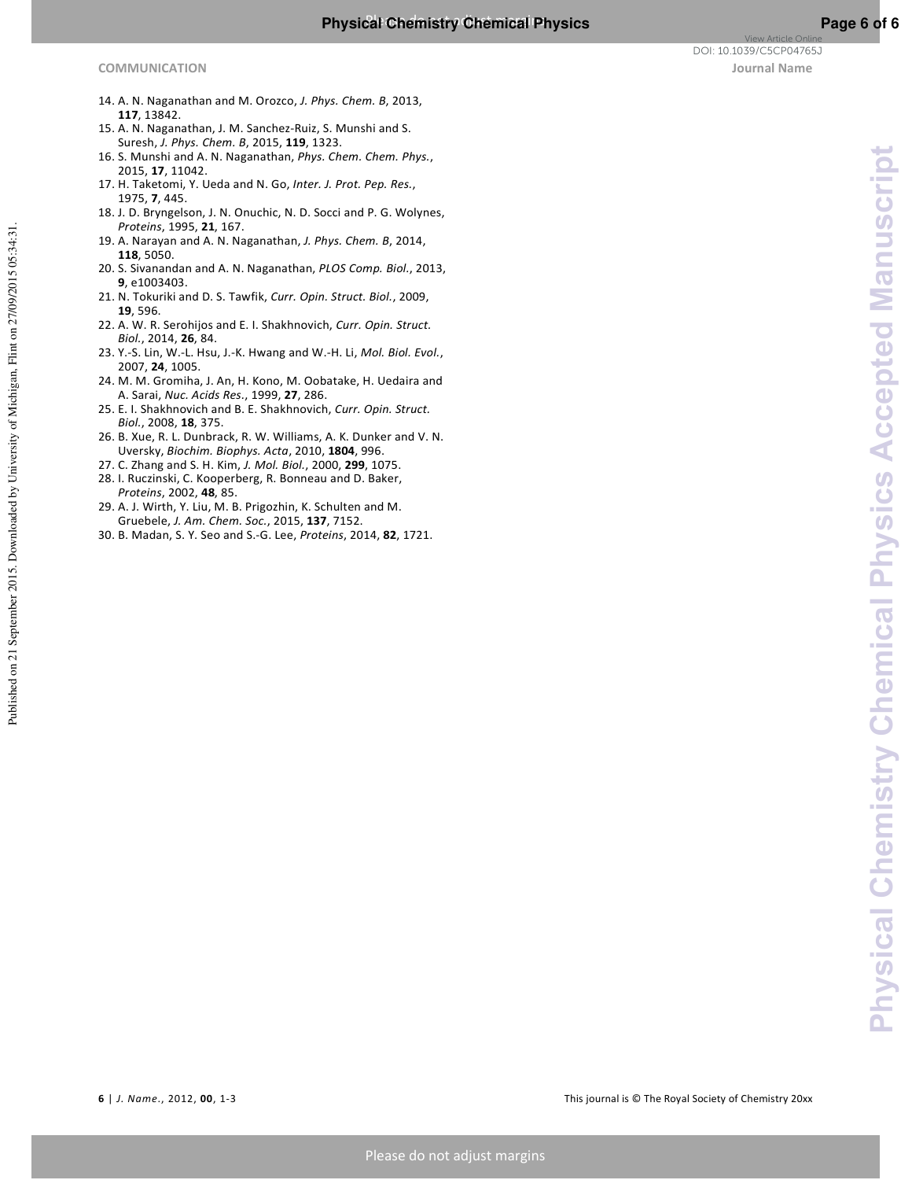14. A. N. Naganathan and M. Orozco, *J. Phys. Chem. B*, 2013, **117**, 13842.
15. A. N. Naganathan, J. M. Sanchez-Ruiz, S. Munshi and S. Suresh, *J. Phys. Chem. B*, 2015, **119**, 1323.
16. S. Munshi and A. N. Naganathan, *Phys. Chem. Chem. Phys.*, 2015, **17**, 11042.
17. H. Taketomi, Y. Ueda and N. Go, *Inter. J. Prot. Pep. Res.*, 1975, **7**, 445.
18. J. D. Bryngelson, J. N. Onuchic, N. D. Socci and P. G. Wolynes, *Proteins*, 1995, **21**, 167.
19. A. Narayan and A. N. Naganathan, *J. Phys. Chem. B*, 2014, **118**, 5050.
20. S. Sivanandan and A. N. Naganathan, *PLOS Comp. Biol.*, 2013, **9**, e1003403.
21. N. Tokuriki and D. S. Tawfik, *Curr. Opin. Struct. Biol.*, 2009, **19**, 596.
22. A. W. R. Serohijos and E. I. Shakhnovich, *Curr. Opin. Struct. Biol.*, 2014, **26**, 84.
23. Y.-S. Lin, W.-L. Hsu, J.-K. Hwang and W.-H. Li, *Mol. Biol. Evol.*, 2007, **24**, 1005.
24. M. M. Gromiha, J. An, H. Kono, M. Oobatake, H. Uedaira and A. Sarai, *Nuc. Acids Res.*, 1999, **27**, 286.
25. E. I. Shakhnovich and B. E. Shakhnovich, *Curr. Opin. Struct. Biol.*, 2008, **18**, 375.
26. B. Xue, R. L. Dunbrack, R. W. Williams, A. K. Dunker and V. N. Uversky, *Biochim. Biophys. Acta*, 2010, **1804**, 996.
27. C. Zhang and S. H. Kim, *J. Mol. Biol.*, 2000, **299**, 1075.
28. I. Ruczinski, C. Kooperberg, R. Bonneau and D. Baker, *Proteins*, 2002, **48**, 85.
29. A. J. Wirth, Y. Liu, M. B. Prigozhin, K. Schulten and M. Gruebele, *J. Am. Chem. Soc.*, 2015, **137**, 7152.
30. B. Madan, S. Y. Seo and S.-G. Lee, *Proteins*, 2014, **82**, 1721.